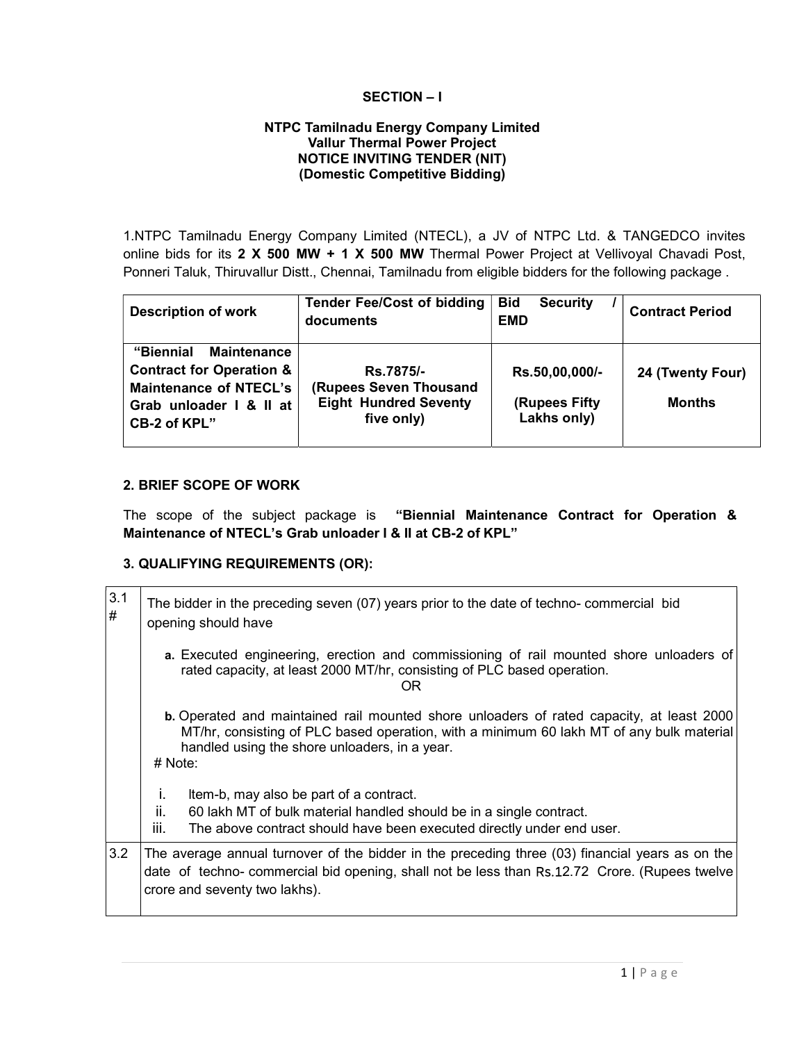**SECTION – I**

**NTPC Tamilnadu Energy Company Limited**
**Vallur Thermal Power Project**
**NOTICE INVITING TENDER (NIT)**
**(Domestic Competitive Bidding)**

1.NTPC Tamilnadu Energy Company Limited (NTECL), a JV of NTPC Ltd. & TANGEDCO invites online bids for its **2 X 500 MW + 1 X 500 MW** Thermal Power Project at Vellivoyal Chavadi Post, Ponneri Taluk, Thiruvallur Distt., Chennai, Tamilnadu from eligible bidders for the following package .

| Description of work | Tender Fee/Cost of bidding documents | Bid Security / EMD | Contract Period |
|---|---|---|---|
| **"Biennial Maintenance Contract for Operation & Maintenance of NTECL's Grab unloader I & II at CB-2 of KPL"** | **Rs.7875/- (Rupees Seven Thousand Eight Hundred Seventy five only)** | **Rs.50,00,000/- (Rupees Fifty Lakhs only)** | **24 (Twenty Four) Months** |

**2. BRIEF SCOPE OF WORK**

The scope of the subject package is **"Biennial Maintenance Contract for Operation & Maintenance of NTECL's Grab unloader I & II at CB-2 of KPL"**

**3. QUALIFYING REQUIREMENTS (QR):**

| | |
|---|---|
| 3.1 # | The bidder in the preceding seven (07) years prior to the date of techno- commercial bid opening should have<br><br>**a.** Executed engineering, erection and commissioning of rail mounted shore unloaders of rated capacity, at least 2000 MT/hr, consisting of PLC based operation.<br>OR<br><br>**b.** Operated and maintained rail mounted shore unloaders of rated capacity, at least 2000 MT/hr, consisting of PLC based operation, with a minimum 60 lakh MT of any bulk material handled using the shore unloaders, in a year.<br><br># Note:<br>i. Item-b, may also be part of a contract.<br>ii. 60 lakh MT of bulk material handled should be in a single contract.<br>iii. The above contract should have been executed directly under end user. |
| 3.2 | The average annual turnover of the bidder in the preceding three (03) financial years as on the date of techno- commercial bid opening, shall not be less than Rs.12.72 Crore. (Rupees twelve crore and seventy two lakhs). |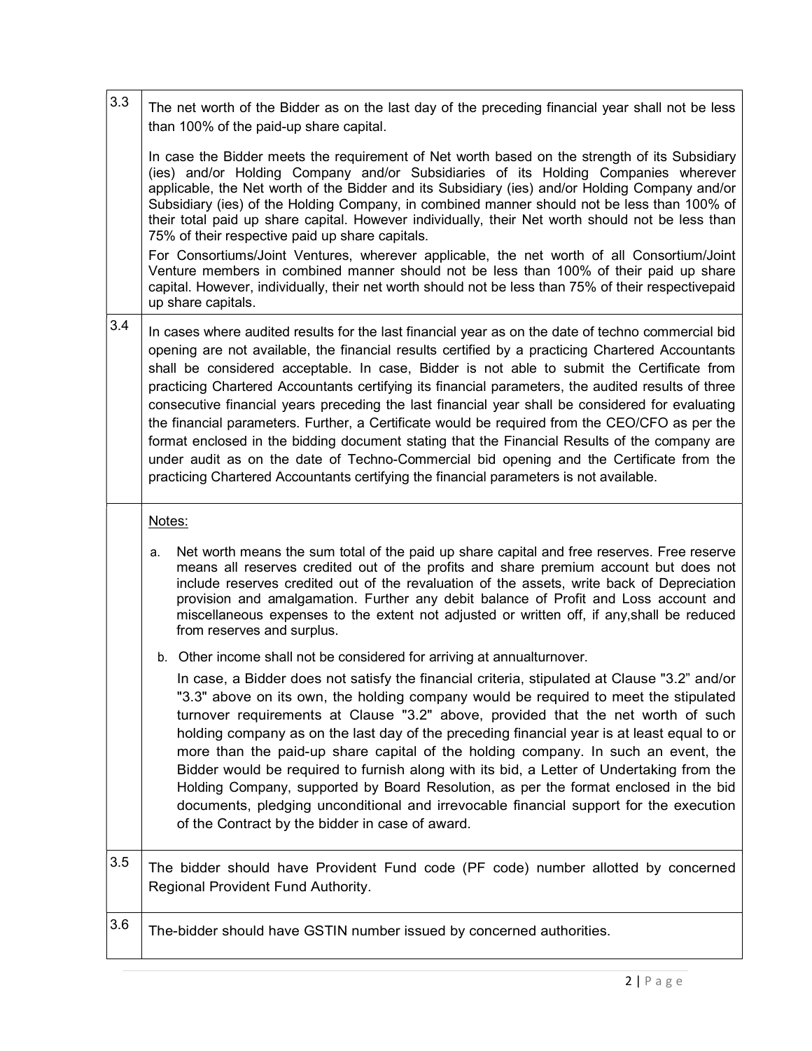| | |
|---|---|
| 3.3 | The net worth of the Bidder as on the last day of the preceding financial year shall not be less than 100% of the paid-up share capital.<br><br>In case the Bidder meets the requirement of Net worth based on the strength of its Subsidiary (ies) and/or Holding Company and/or Subsidiaries of its Holding Companies wherever applicable, the Net worth of the Bidder and its Subsidiary (ies) and/or Holding Company and/or Subsidiary (ies) of the Holding Company, in combined manner should not be less than 100% of their total paid up share capital. However individually, their Net worth should not be less than 75% of their respective paid up share capitals.<br>For Consortiums/Joint Ventures, wherever applicable, the net worth of all Consortium/Joint Venture members in combined manner should not be less than 100% of their paid up share capital. However, individually, their net worth should not be less than 75% of their respectivepaid up share capitals. |
| 3.4 | In cases where audited results for the last financial year as on the date of techno commercial bid opening are not available, the financial results certified by a practicing Chartered Accountants shall be considered acceptable. In case, Bidder is not able to submit the Certificate from practicing Chartered Accountants certifying its financial parameters, the audited results of three consecutive financial years preceding the last financial year shall be considered for evaluating the financial parameters. Further, a Certificate would be required from the CEO/CFO as per the format enclosed in the bidding document stating that the Financial Results of the company are under audit as on the date of Techno-Commercial bid opening and the Certificate from the practicing Chartered Accountants certifying the financial parameters is not available. |
| | <u>Notes:</u><br><br>a. Net worth means the sum total of the paid up share capital and free reserves. Free reserve means all reserves credited out of the profits and share premium account but does not include reserves credited out of the revaluation of the assets, write back of Depreciation provision and amalgamation. Further any debit balance of Profit and Loss account and miscellaneous expenses to the extent not adjusted or written off, if any,shall be reduced from reserves and surplus.<br><br>b. Other income shall not be considered for arriving at annualturnover.<br><br>In case, a Bidder does not satisfy the financial criteria, stipulated at Clause "3.2" and/or "3.3" above on its own, the holding company would be required to meet the stipulated turnover requirements at Clause "3.2" above, provided that the net worth of such holding company as on the last day of the preceding financial year is at least equal to or more than the paid-up share capital of the holding company. In such an event, the Bidder would be required to furnish along with its bid, a Letter of Undertaking from the Holding Company, supported by Board Resolution, as per the format enclosed in the bid documents, pledging unconditional and irrevocable financial support for the execution of the Contract by the bidder in case of award. |
| 3.5 | The bidder should have Provident Fund code (PF code) number allotted by concerned Regional Provident Fund Authority. |
| 3.6 | The-bidder should have GSTIN number issued by concerned authorities. |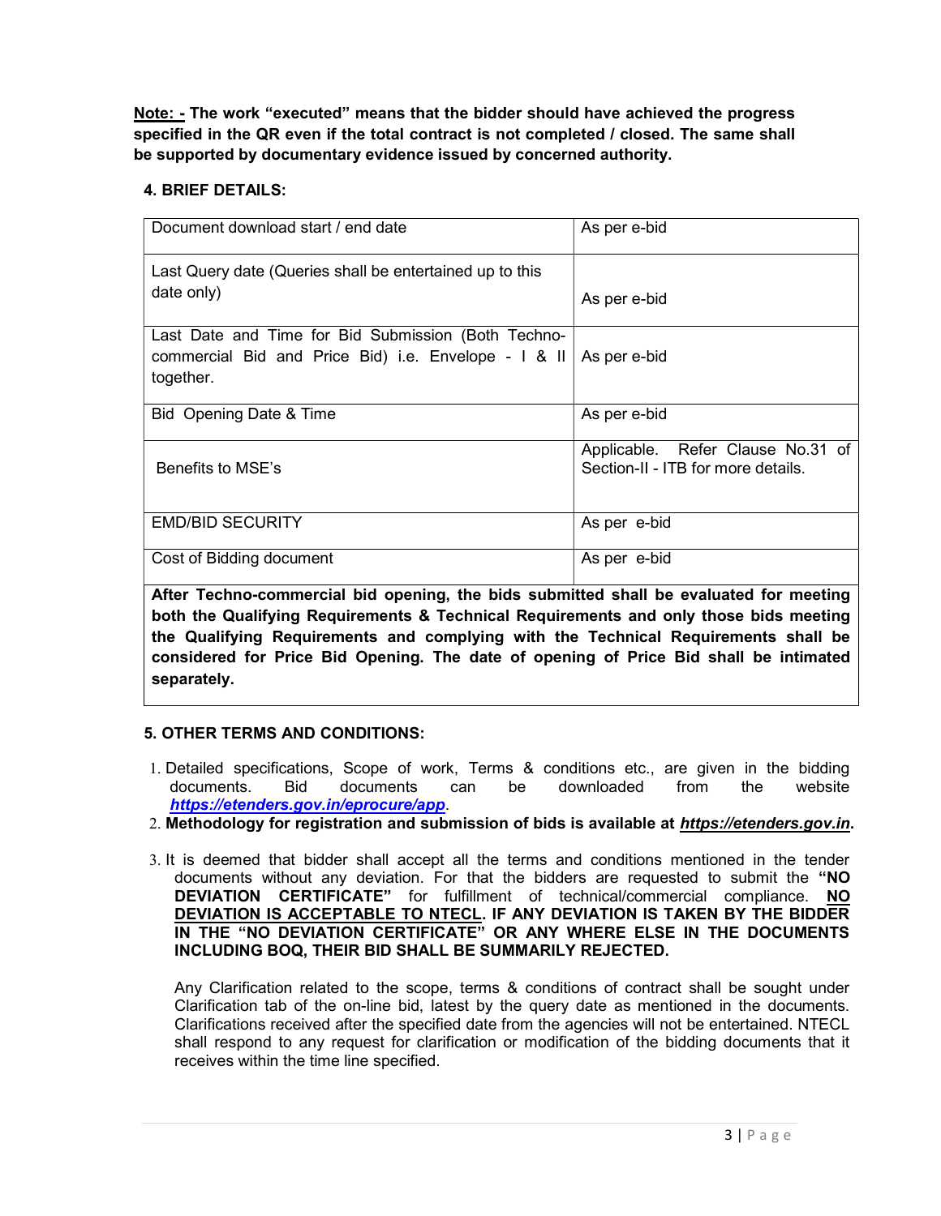**Note: -** **The work "executed" means that the bidder should have achieved the progress specified in the QR even if the total contract is not completed / closed. The same shall be supported by documentary evidence issued by concerned authority.**

### 4. BRIEF DETAILS:

| | |
|---|---|
| Document download start / end date | As per e-bid |
| Last Query date (Queries shall be entertained up to this date only) | As per e-bid |
| Last Date and Time for Bid Submission (Both Techno-commercial Bid and Price Bid) i.e. Envelope - I & II together. | As per e-bid |
| Bid Opening Date & Time | As per e-bid |
| Benefits to MSE's | Applicable. Refer Clause No.31 of Section-II - ITB for more details. |
| EMD/BID SECURITY | As per e-bid |
| Cost of Bidding document | As per e-bid |

**After Techno-commercial bid opening, the bids submitted shall be evaluated for meeting both the Qualifying Requirements & Technical Requirements and only those bids meeting the Qualifying Requirements and complying with the Technical Requirements shall be considered for Price Bid Opening. The date of opening of Price Bid shall be intimated separately.**

### 5. OTHER TERMS AND CONDITIONS:

1. Detailed specifications, Scope of work, Terms & conditions etc., are given in the bidding documents. Bid documents can be downloaded from the website ***https://etenders.gov.in/eprocure/app***.
2. **Methodology for registration and submission of bids is available at *https://etenders.gov.in*.**
3. It is deemed that bidder shall accept all the terms and conditions mentioned in the tender documents without any deviation. For that the bidders are requested to submit the **"NO DEVIATION CERTIFICATE"** for fulfillment of technical/commercial compliance. **NO DEVIATION IS ACCEPTABLE TO NTECL. IF ANY DEVIATION IS TAKEN BY THE BIDDER IN THE "NO DEVIATION CERTIFICATE" OR ANY WHERE ELSE IN THE DOCUMENTS INCLUDING BOQ, THEIR BID SHALL BE SUMMARILY REJECTED.**

   Any Clarification related to the scope, terms & conditions of contract shall be sought under Clarification tab of the on-line bid, latest by the query date as mentioned in the documents. Clarifications received after the specified date from the agencies will not be entertained. NTECL shall respond to any request for clarification or modification of the bidding documents that it receives within the time line specified.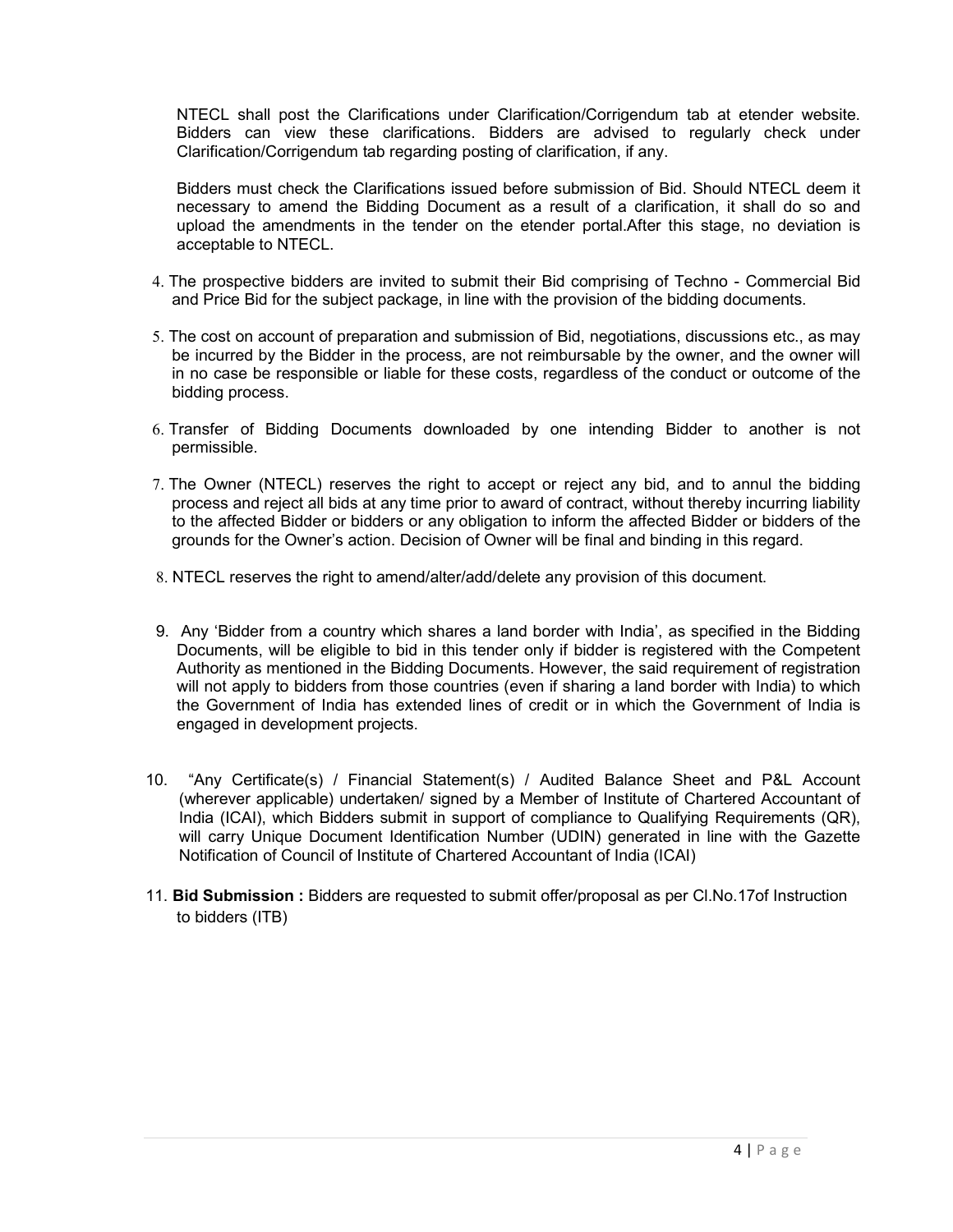NTECL shall post the Clarifications under Clarification/Corrigendum tab at etender website. Bidders can view these clarifications. Bidders are advised to regularly check under Clarification/Corrigendum tab regarding posting of clarification, if any.

Bidders must check the Clarifications issued before submission of Bid. Should NTECL deem it necessary to amend the Bidding Document as a result of a clarification, it shall do so and upload the amendments in the tender on the etender portal.After this stage, no deviation is acceptable to NTECL.

4. The prospective bidders are invited to submit their Bid comprising of Techno - Commercial Bid and Price Bid for the subject package, in line with the provision of the bidding documents.

5. The cost on account of preparation and submission of Bid, negotiations, discussions etc., as may be incurred by the Bidder in the process, are not reimbursable by the owner, and the owner will in no case be responsible or liable for these costs, regardless of the conduct or outcome of the bidding process.

6. Transfer of Bidding Documents downloaded by one intending Bidder to another is not permissible.

7. The Owner (NTECL) reserves the right to accept or reject any bid, and to annul the bidding process and reject all bids at any time prior to award of contract, without thereby incurring liability to the affected Bidder or bidders or any obligation to inform the affected Bidder or bidders of the grounds for the Owner's action. Decision of Owner will be final and binding in this regard.

8. NTECL reserves the right to amend/alter/add/delete any provision of this document.

9. Any 'Bidder from a country which shares a land border with India', as specified in the Bidding Documents, will be eligible to bid in this tender only if bidder is registered with the Competent Authority as mentioned in the Bidding Documents. However, the said requirement of registration will not apply to bidders from those countries (even if sharing a land border with India) to which the Government of India has extended lines of credit or in which the Government of India is engaged in development projects.

10. "Any Certificate(s) / Financial Statement(s) / Audited Balance Sheet and P&L Account (wherever applicable) undertaken/ signed by a Member of Institute of Chartered Accountant of India (ICAI), which Bidders submit in support of compliance to Qualifying Requirements (QR), will carry Unique Document Identification Number (UDIN) generated in line with the Gazette Notification of Council of Institute of Chartered Accountant of India (ICAI)

11. **Bid Submission :** Bidders are requested to submit offer/proposal as per Cl.No.17of Instruction to bidders (ITB)